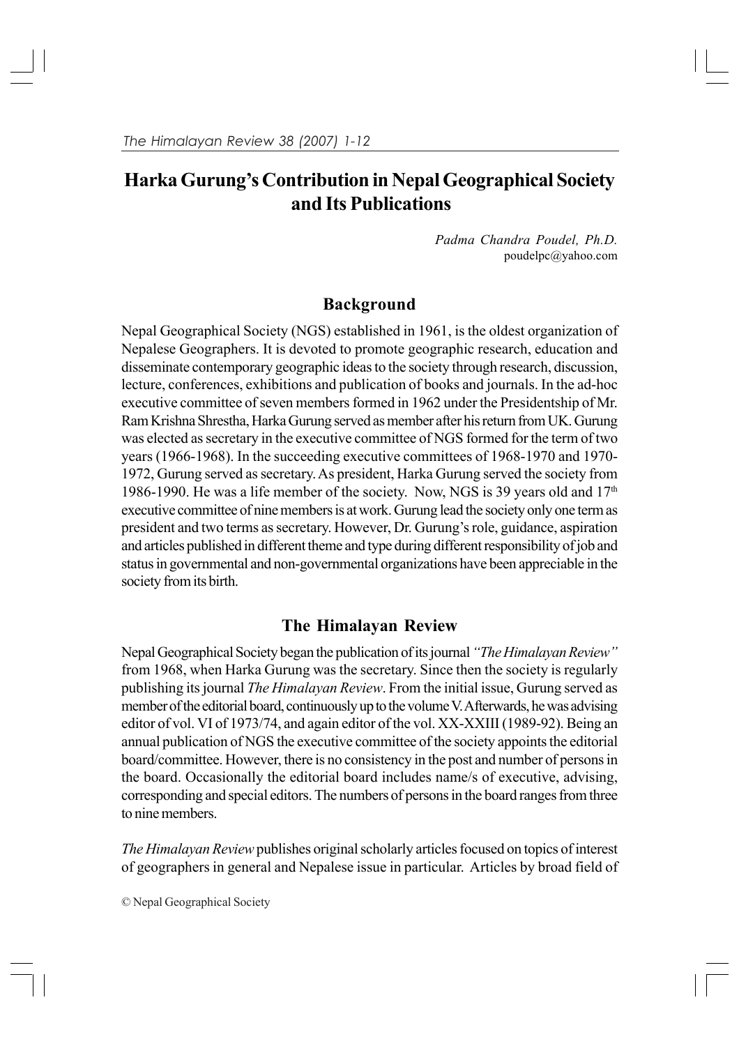# Harka Gurung's Contribution in Nepal Geographical Society and Its Publications

*Padma Chandra Poudel, Ph.D.*
poudelpc@yahoo.com

## Background

Nepal Geographical Society (NGS) established in 1961, is the oldest organization of Nepalese Geographers. It is devoted to promote geographic research, education and disseminate contemporary geographic ideas to the society through research, discussion, lecture, conferences, exhibitions and publication of books and journals. In the ad-hoc executive committee of seven members formed in 1962 under the Presidentship of Mr. Ram Krishna Shrestha, Harka Gurung served as member after his return from UK. Gurung was elected as secretary in the executive committee of NGS formed for the term of two years (1966-1968). In the succeeding executive committees of 1968-1970 and 1970-1972, Gurung served as secretary. As president, Harka Gurung served the society from 1986-1990. He was a life member of the society. Now, NGS is 39 years old and 17th executive committee of nine members is at work. Gurung lead the society only one term as president and two terms as secretary. However, Dr. Gurung's role, guidance, aspiration and articles published in different theme and type during different responsibility of job and status in governmental and non-governmental organizations have been appreciable in the society from its birth.

## The Himalayan Review

Nepal Geographical Society began the publication of its journal *"The Himalayan Review"* from 1968, when Harka Gurung was the secretary. Since then the society is regularly publishing its journal *The Himalayan Review*. From the initial issue, Gurung served as member of the editorial board, continuously up to the volume V. Afterwards, he was advising editor of vol. VI of 1973/74, and again editor of the vol. XX-XXIII (1989-92). Being an annual publication of NGS the executive committee of the society appoints the editorial board/committee. However, there is no consistency in the post and number of persons in the board. Occasionally the editorial board includes name/s of executive, advising, corresponding and special editors. The numbers of persons in the board ranges from three to nine members.

*The Himalayan Review* publishes original scholarly articles focused on topics of interest of geographers in general and Nepalese issue in particular. Articles by broad field of

© Nepal Geographical Society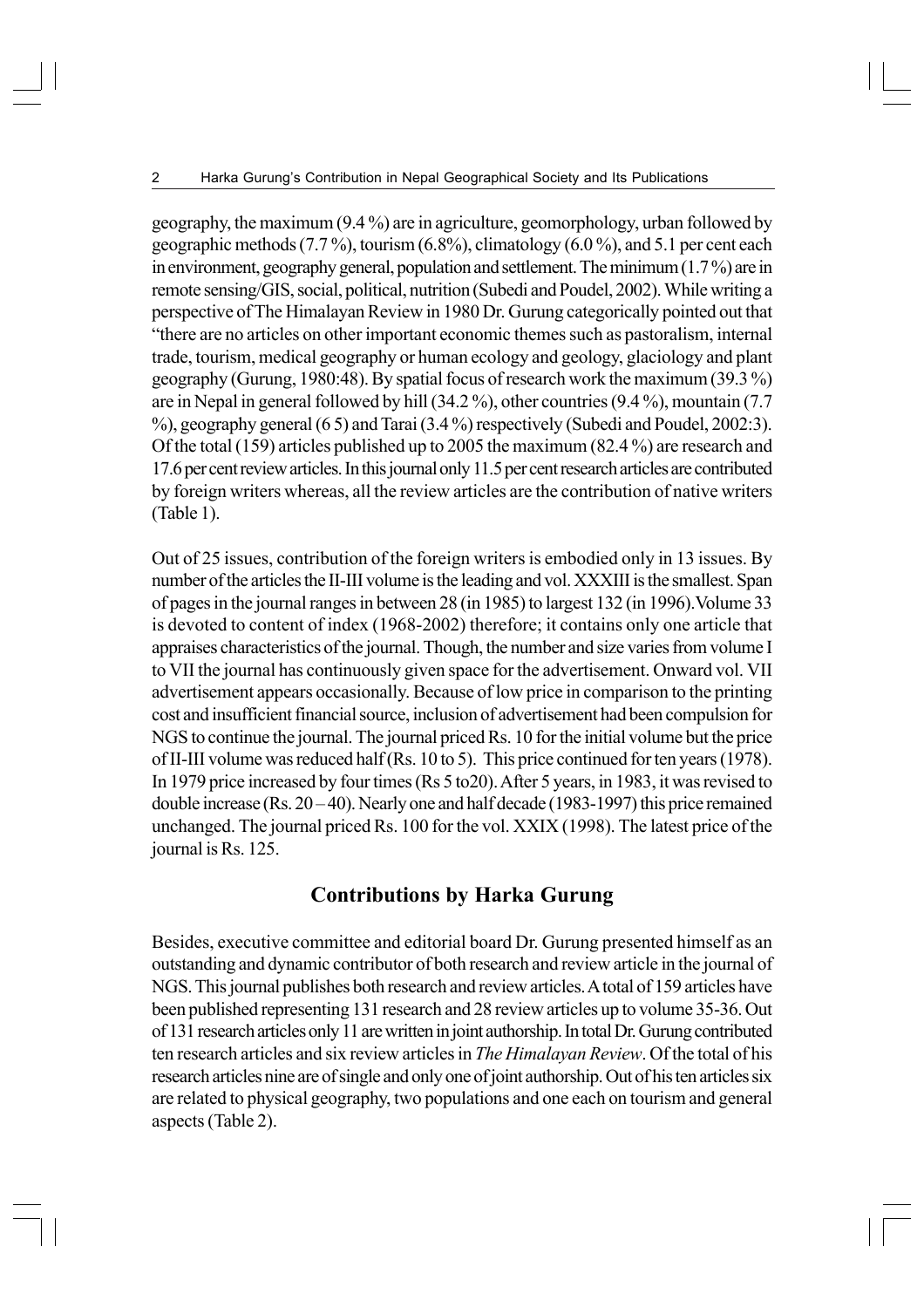geography, the maximum (9.4 %) are in agriculture, geomorphology, urban followed by geographic methods (7.7 %), tourism (6.8%), climatology (6.0 %), and 5.1 per cent each in environment, geography general, population and settlement. The minimum (1.7 %) are in remote sensing/GIS, social, political, nutrition (Subedi and Poudel, 2002). While writing a perspective of The Himalayan Review in 1980 Dr. Gurung categorically pointed out that "there are no articles on other important economic themes such as pastoralism, internal trade, tourism, medical geography or human ecology and geology, glaciology and plant geography (Gurung, 1980:48). By spatial focus of research work the maximum (39.3 %) are in Nepal in general followed by hill (34.2 %), other countries (9.4 %), mountain (7.7 %), geography general (6 5) and Tarai (3.4 %) respectively (Subedi and Poudel, 2002:3). Of the total (159) articles published up to 2005 the maximum (82.4 %) are research and 17.6 per cent review articles. In this journal only 11.5 per cent research articles are contributed by foreign writers whereas, all the review articles are the contribution of native writers (Table 1).

Out of 25 issues, contribution of the foreign writers is embodied only in 13 issues. By number of the articles the II-III volume is the leading and vol. XXXIII is the smallest. Span of pages in the journal ranges in between 28 (in 1985) to largest 132 (in 1996).Volume 33 is devoted to content of index (1968-2002) therefore; it contains only one article that appraises characteristics of the journal. Though, the number and size varies from volume I to VII the journal has continuously given space for the advertisement. Onward vol. VII advertisement appears occasionally. Because of low price in comparison to the printing cost and insufficient financial source, inclusion of advertisement had been compulsion for NGS to continue the journal. The journal priced Rs. 10 for the initial volume but the price of II-III volume was reduced half (Rs. 10 to 5). This price continued for ten years (1978). In 1979 price increased by four times (Rs 5 to20). After 5 years, in 1983, it was revised to double increase (Rs. 20 – 40). Nearly one and half decade (1983-1997) this price remained unchanged. The journal priced Rs. 100 for the vol. XXIX (1998). The latest price of the journal is Rs. 125.

## Contributions by Harka Gurung

Besides, executive committee and editorial board Dr. Gurung presented himself as an outstanding and dynamic contributor of both research and review article in the journal of NGS. This journal publishes both research and review articles. A total of 159 articles have been published representing 131 research and 28 review articles up to volume 35-36. Out of 131 research articles only 11 are written in joint authorship. In total Dr. Gurung contributed ten research articles and six review articles in *The Himalayan Review*. Of the total of his research articles nine are of single and only one of joint authorship. Out of his ten articles six are related to physical geography, two populations and one each on tourism and general aspects (Table 2).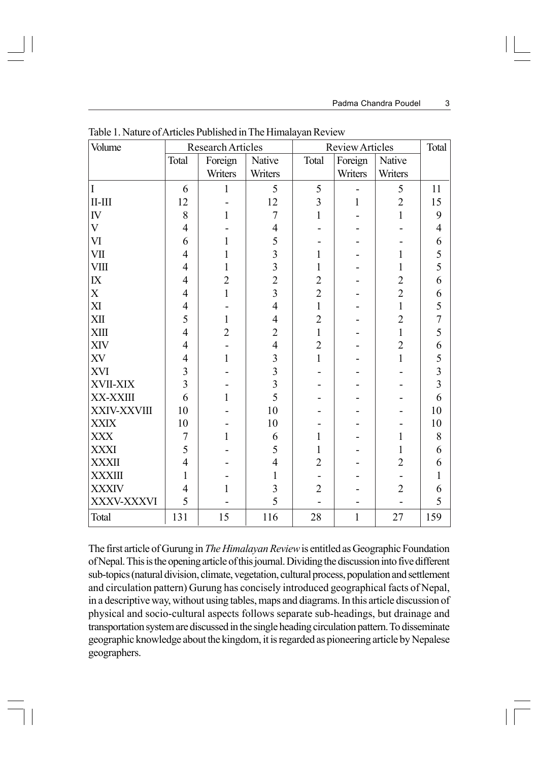Table 1. Nature of Articles Published in The Himalayan Review

| Volume | Research Articles | | | Review Articles | | | Total |
|---|---|---|---|---|---|---|---|
| | Total | Foreign Writers | Native Writers | Total | Foreign Writers | Native Writers | |
| I | 6 | 1 | 5 | 5 | - | 5 | 11 |
| II-III | 12 | - | 12 | 3 | 1 | 2 | 15 |
| IV | 8 | 1 | 7 | 1 | - | 1 | 9 |
| V | 4 | - | 4 | - | - | - | 4 |
| VI | 6 | 1 | 5 | - | - | - | 6 |
| VII | 4 | 1 | 3 | 1 | - | 1 | 5 |
| VIII | 4 | 1 | 3 | 1 | - | 1 | 5 |
| IX | 4 | 2 | 2 | 2 | - | 2 | 6 |
| X | 4 | 1 | 3 | 2 | - | 2 | 6 |
| XI | 4 | - | 4 | 1 | - | 1 | 5 |
| XII | 5 | 1 | 4 | 2 | - | 2 | 7 |
| XIII | 4 | 2 | 2 | 1 | - | 1 | 5 |
| XIV | 4 | - | 4 | 2 | - | 2 | 6 |
| XV | 4 | 1 | 3 | 1 | - | 1 | 5 |
| XVI | 3 | - | 3 | - | - | - | 3 |
| XVII-XIX | 3 | - | 3 | - | - | - | 3 |
| XX-XXIII | 6 | 1 | 5 | - | - | - | 6 |
| XXIV-XXVIII | 10 | - | 10 | - | - | - | 10 |
| XXIX | 10 | - | 10 | - | - | - | 10 |
| XXX | 7 | 1 | 6 | 1 | - | 1 | 8 |
| XXXI | 5 | - | 5 | 1 | - | 1 | 6 |
| XXXII | 4 | - | 4 | 2 | - | 2 | 6 |
| XXXIII | 1 | - | 1 | - | - | - | 1 |
| XXXIV | 4 | 1 | 3 | 2 | - | 2 | 6 |
| XXXV-XXXVI | 5 | - | 5 | - | - | - | 5 |
| Total | 131 | 15 | 116 | 28 | 1 | 27 | 159 |

The first article of Gurung in *The Himalayan Review* is entitled as Geographic Foundation of Nepal. This is the opening article of this journal. Dividing the discussion into five different sub-topics (natural division, climate, vegetation, cultural process, population and settlement and circulation pattern) Gurung has concisely introduced geographical facts of Nepal, in a descriptive way, without using tables, maps and diagrams. In this article discussion of physical and socio-cultural aspects follows separate sub-headings, but drainage and transportation system are discussed in the single heading circulation pattern. To disseminate geographic knowledge about the kingdom, it is regarded as pioneering article by Nepalese geographers.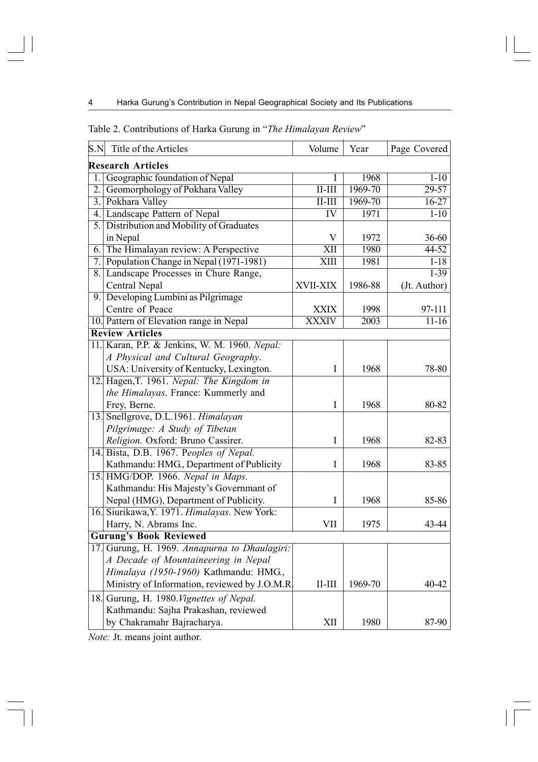Table 2. Contributions of Harka Gurung in "*The Himalayan Review*"

| S.N | Title of the Articles | Volume | Year | Page Covered |
|---|---|---|---|---|
| **Research Articles** | | | | |
| 1. | Geographic foundation of Nepal | I | 1968 | 1-10 |
| 2. | Geomorphology of Pokhara Valley | II-III | 1969-70 | 29-57 |
| 3. | Pokhara Valley | II-III | 1969-70 | 16-27 |
| 4. | Landscape Pattern of Nepal | IV | 1971 | 1-10 |
| 5. | Distribution and Mobility of Graduates in Nepal | V | 1972 | 36-60 |
| 6. | The Himalayan review: A Perspective | XII | 1980 | 44-52 |
| 7. | Population Change in Nepal (1971-1981) | XIII | 1981 | 1-18 |
| 8. | Landscape Processes in Chure Range, Central Nepal | XVII-XIX | 1986-88 | 1-39 (Jt. Author) |
| 9. | Developing Lumbini as Pilgrimage Centre of Peace | XXIX | 1998 | 97-111 |
| 10. | Pattern of Elevation range in Nepal | XXXIV | 2003 | 11-16 |
| **Review Articles** | | | | |
| 11. | Karan, P.P. & Jenkins, W. M. 1960. *Nepal: A Physical and Cultural Geography*. USA: University of Kentucky, Lexington. | I | 1968 | 78-80 |
| 12. | Hagen,T. 1961. *Nepal: The Kingdom in the Himalayas*. France: Kummerly and Frey, Berne. | I | 1968 | 80-82 |
| 13. | Snellgrove, D.L.1961. *Himalayan Pilgrimage: A Study of Tibetan Religion.* Oxford: Bruno Cassirer. | I | 1968 | 82-83 |
| 14. | Bista, D.B. 1967. P*eoples of Nepal.* Kathmandu: HMG., Department of Publicity | I | 1968 | 83-85 |
| 15. | HMG/DOP. 1966. *Nepal in Maps.* Kathmandu: His Majesty's Governmant of Nepal (HMG), Department of Publicity. | I | 1968 | 85-86 |
| 16. | Siurikawa,Y. 1971. *Himalayas.* New York: Harry, N. Abrams Inc. | VII | 1975 | 43-44 |
| **Gurung's Book Reviewed** | | | | |
| 17. | Gurung, H. 1969. *Annapurna to Dhaulagiri: A Decade of Mountaineering in Nepal Himalaya (1950-1960)* Kathmandu: HMG., Ministry of Information, reviewed by J.O.M.R. | II-III | 1969-70 | 40-42 |
| 18. | Gurung, H. 1980.*Vignettes of Nepal.* Kathmandu: Sajha Prakashan, reviewed by Chakramahr Bajracharya. | XII | 1980 | 87-90 |

*Note:* Jt. means joint author.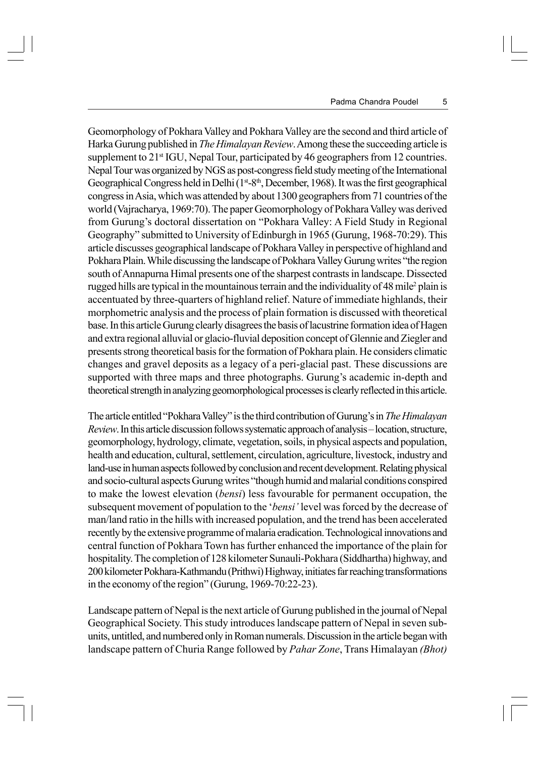Geomorphology of Pokhara Valley and Pokhara Valley are the second and third article of Harka Gurung published in *The Himalayan Review*. Among these the succeeding article is supplement to 21st IGU, Nepal Tour, participated by 46 geographers from 12 countries. Nepal Tour was organized by NGS as post-congress field study meeting of the International Geographical Congress held in Delhi (1st-8th, December, 1968). It was the first geographical congress in Asia, which was attended by about 1300 geographers from 71 countries of the world (Vajracharya, 1969:70). The paper Geomorphology of Pokhara Valley was derived from Gurung's doctoral dissertation on "Pokhara Valley: A Field Study in Regional Geography" submitted to University of Edinburgh in 1965 (Gurung, 1968-70:29). This article discusses geographical landscape of Pokhara Valley in perspective of highland and Pokhara Plain. While discussing the landscape of Pokhara Valley Gurung writes "the region south of Annapurna Himal presents one of the sharpest contrasts in landscape. Dissected rugged hills are typical in the mountainous terrain and the individuality of 48 mile$^2$ plain is accentuated by three-quarters of highland relief. Nature of immediate highlands, their morphometric analysis and the process of plain formation is discussed with theoretical base. In this article Gurung clearly disagrees the basis of lacustrine formation idea of Hagen and extra regional alluvial or glacio-fluvial deposition concept of Glennie and Ziegler and presents strong theoretical basis for the formation of Pokhara plain. He considers climatic changes and gravel deposits as a legacy of a peri-glacial past. These discussions are supported with three maps and three photographs. Gurung's academic in-depth and theoretical strength in analyzing geomorphological processes is clearly reflected in this article.

The article entitled "Pokhara Valley" is the third contribution of Gurung's in *The Himalayan Review*. In this article discussion follows systematic approach of analysis – location, structure, geomorphology, hydrology, climate, vegetation, soils, in physical aspects and population, health and education, cultural, settlement, circulation, agriculture, livestock, industry and land-use in human aspects followed by conclusion and recent development. Relating physical and socio-cultural aspects Gurung writes "though humid and malarial conditions conspired to make the lowest elevation (*bensi*) less favourable for permanent occupation, the subsequent movement of population to the '*bensi'* level was forced by the decrease of man/land ratio in the hills with increased population, and the trend has been accelerated recently by the extensive programme of malaria eradication. Technological innovations and central function of Pokhara Town has further enhanced the importance of the plain for hospitality. The completion of 128 kilometer Sunauli-Pokhara (Siddhartha) highway, and 200 kilometer Pokhara-Kathmandu (Prithwi) Highway, initiates far reaching transformations in the economy of the region" (Gurung, 1969-70:22-23).

Landscape pattern of Nepal is the next article of Gurung published in the journal of Nepal Geographical Society. This study introduces landscape pattern of Nepal in seven sub-units, untitled, and numbered only in Roman numerals. Discussion in the article began with landscape pattern of Churia Range followed by *Pahar Zone*, Trans Himalayan *(Bhot)*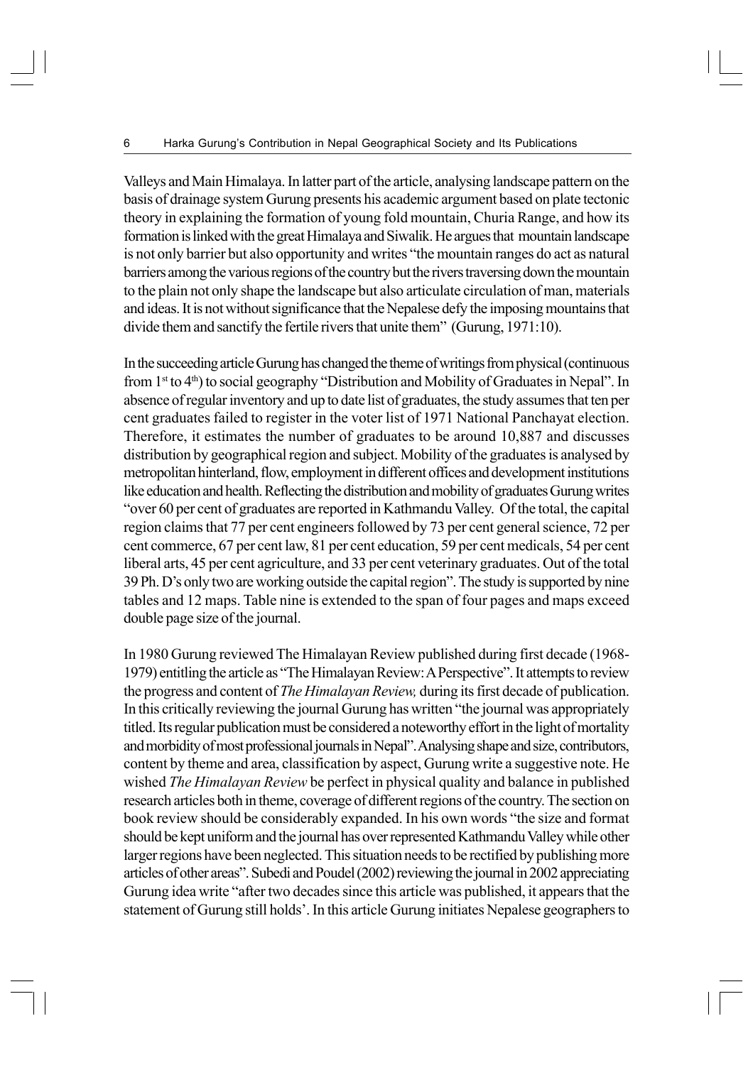Valleys and Main Himalaya. In latter part of the article, analysing landscape pattern on the basis of drainage system Gurung presents his academic argument based on plate tectonic theory in explaining the formation of young fold mountain, Churia Range, and how its formation is linked with the great Himalaya and Siwalik. He argues that mountain landscape is not only barrier but also opportunity and writes "the mountain ranges do act as natural barriers among the various regions of the country but the rivers traversing down the mountain to the plain not only shape the landscape but also articulate circulation of man, materials and ideas. It is not without significance that the Nepalese defy the imposing mountains that divide them and sanctify the fertile rivers that unite them" (Gurung, 1971:10).

In the succeeding article Gurung has changed the theme of writings from physical (continuous from 1st to 4th) to social geography "Distribution and Mobility of Graduates in Nepal". In absence of regular inventory and up to date list of graduates, the study assumes that ten per cent graduates failed to register in the voter list of 1971 National Panchayat election. Therefore, it estimates the number of graduates to be around 10,887 and discusses distribution by geographical region and subject. Mobility of the graduates is analysed by metropolitan hinterland, flow, employment in different offices and development institutions like education and health. Reflecting the distribution and mobility of graduates Gurung writes "over 60 per cent of graduates are reported in Kathmandu Valley. Of the total, the capital region claims that 77 per cent engineers followed by 73 per cent general science, 72 per cent commerce, 67 per cent law, 81 per cent education, 59 per cent medicals, 54 per cent liberal arts, 45 per cent agriculture, and 33 per cent veterinary graduates. Out of the total 39 Ph. D's only two are working outside the capital region". The study is supported by nine tables and 12 maps. Table nine is extended to the span of four pages and maps exceed double page size of the journal.

In 1980 Gurung reviewed The Himalayan Review published during first decade (1968-1979) entitling the article as "The Himalayan Review: A Perspective". It attempts to review the progress and content of *The Himalayan Review,* during its first decade of publication. In this critically reviewing the journal Gurung has written "the journal was appropriately titled. Its regular publication must be considered a noteworthy effort in the light of mortality and morbidity of most professional journals in Nepal". Analysing shape and size, contributors, content by theme and area, classification by aspect, Gurung write a suggestive note. He wished *The Himalayan Review* be perfect in physical quality and balance in published research articles both in theme, coverage of different regions of the country. The section on book review should be considerably expanded. In his own words "the size and format should be kept uniform and the journal has over represented Kathmandu Valley while other larger regions have been neglected. This situation needs to be rectified by publishing more articles of other areas". Subedi and Poudel (2002) reviewing the journal in 2002 appreciating Gurung idea write "after two decades since this article was published, it appears that the statement of Gurung still holds'. In this article Gurung initiates Nepalese geographers to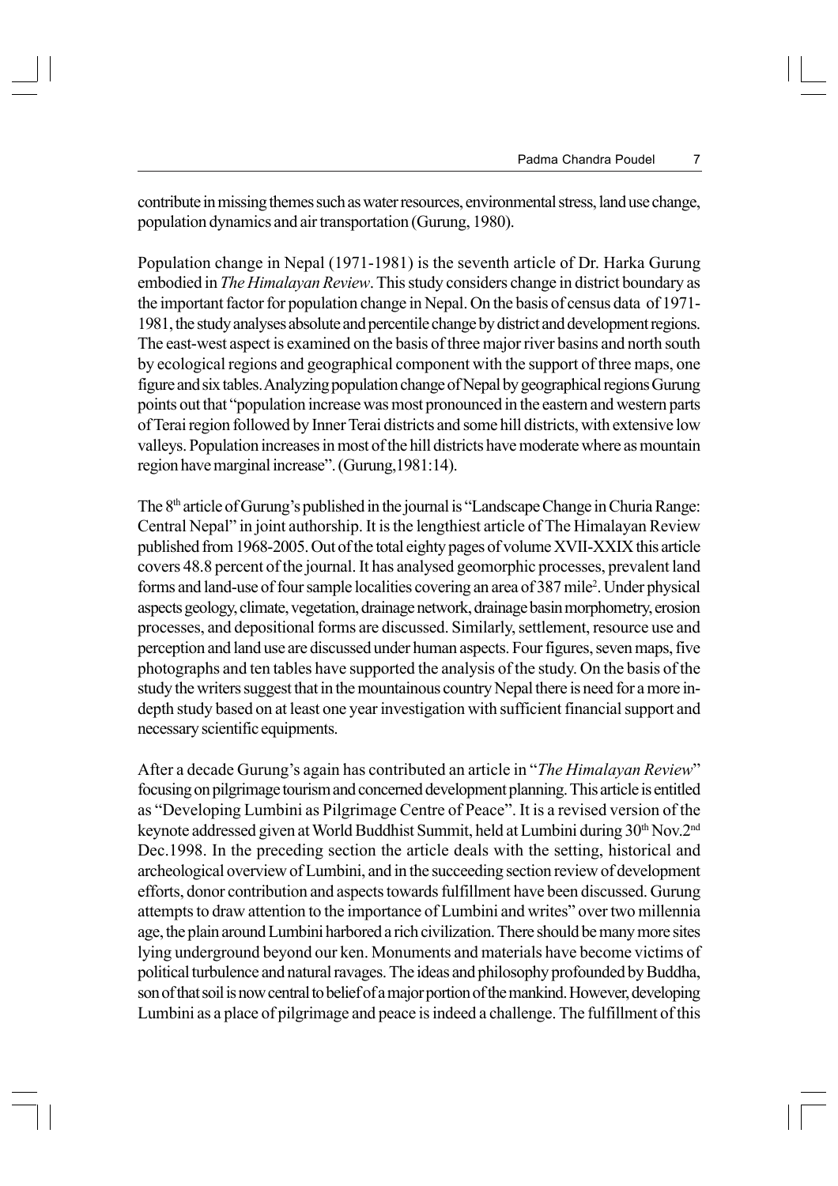contribute in missing themes such as water resources, environmental stress, land use change, population dynamics and air transportation (Gurung, 1980).

Population change in Nepal (1971-1981) is the seventh article of Dr. Harka Gurung embodied in *The Himalayan Review*. This study considers change in district boundary as the important factor for population change in Nepal. On the basis of census data of 1971-1981, the study analyses absolute and percentile change by district and development regions. The east-west aspect is examined on the basis of three major river basins and north south by ecological regions and geographical component with the support of three maps, one figure and six tables. Analyzing population change of Nepal by geographical regions Gurung points out that "population increase was most pronounced in the eastern and western parts of Terai region followed by Inner Terai districts and some hill districts, with extensive low valleys. Population increases in most of the hill districts have moderate where as mountain region have marginal increase". (Gurung,1981:14).

The 8[th] article of Gurung's published in the journal is "Landscape Change in Churia Range: Central Nepal" in joint authorship. It is the lengthiest article of The Himalayan Review published from 1968-2005. Out of the total eighty pages of volume XVII-XXIX this article covers 48.8 percent of the journal. It has analysed geomorphic processes, prevalent land forms and land-use of four sample localities covering an area of 387 mile$^2$. Under physical aspects geology, climate, vegetation, drainage network, drainage basin morphometry, erosion processes, and depositional forms are discussed. Similarly, settlement, resource use and perception and land use are discussed under human aspects. Four figures, seven maps, five photographs and ten tables have supported the analysis of the study. On the basis of the study the writers suggest that in the mountainous country Nepal there is need for a more in-depth study based on at least one year investigation with sufficient financial support and necessary scientific equipments.

After a decade Gurung's again has contributed an article in "*The Himalayan Review*" focusing on pilgrimage tourism and concerned development planning. This article is entitled as "Developing Lumbini as Pilgrimage Centre of Peace". It is a revised version of the keynote addressed given at World Buddhist Summit, held at Lumbini during 30[th] Nov.2[nd] Dec.1998. In the preceding section the article deals with the setting, historical and archeological overview of Lumbini, and in the succeeding section review of development efforts, donor contribution and aspects towards fulfillment have been discussed. Gurung attempts to draw attention to the importance of Lumbini and writes" over two millennia age, the plain around Lumbini harbored a rich civilization. There should be many more sites lying underground beyond our ken. Monuments and materials have become victims of political turbulence and natural ravages. The ideas and philosophy profounded by Buddha, son of that soil is now central to belief of a major portion of the mankind. However, developing Lumbini as a place of pilgrimage and peace is indeed a challenge. The fulfillment of this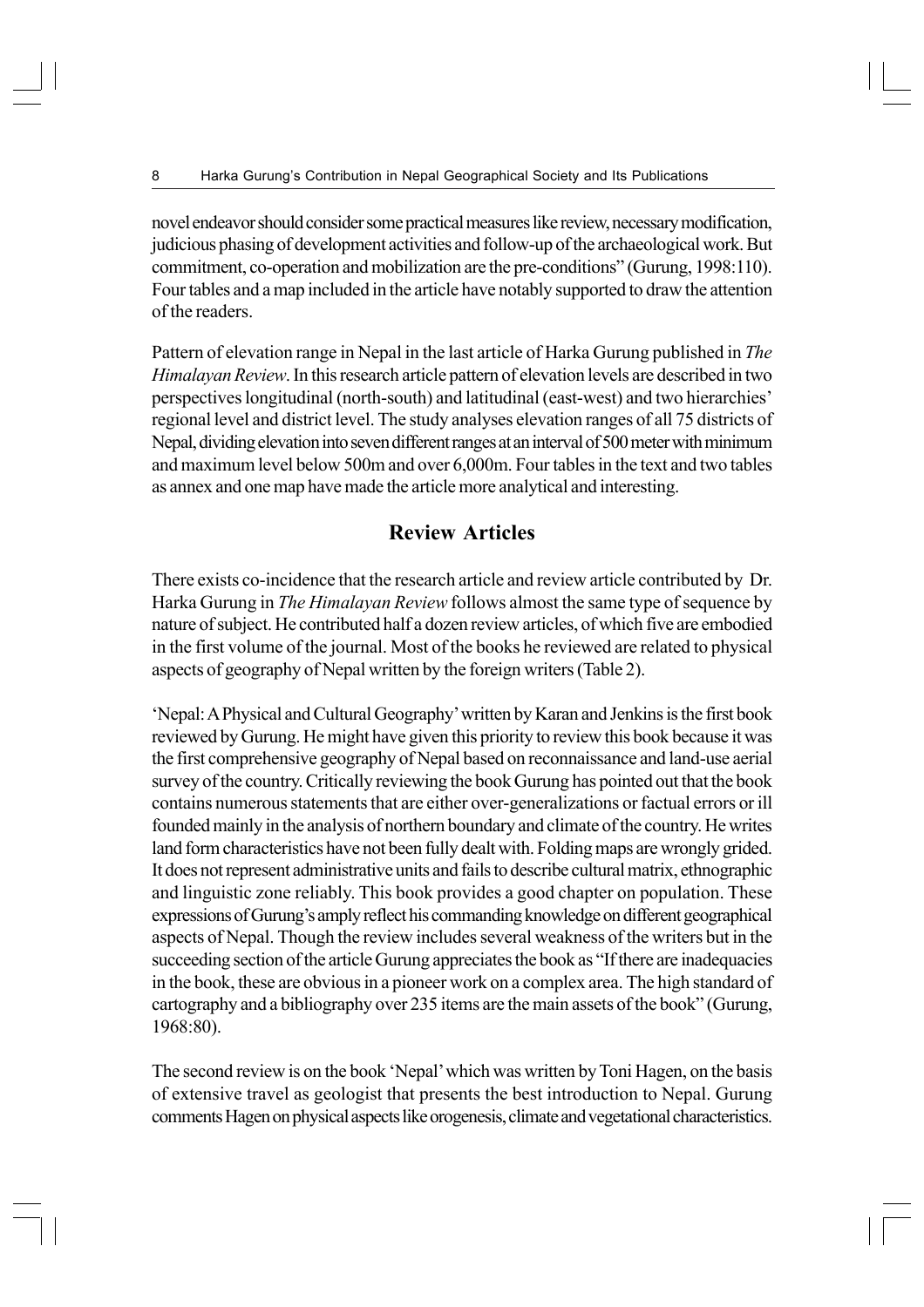novel endeavor should consider some practical measures like review, necessary modification, judicious phasing of development activities and follow-up of the archaeological work. But commitment, co-operation and mobilization are the pre-conditions" (Gurung, 1998:110). Four tables and a map included in the article have notably supported to draw the attention of the readers.

Pattern of elevation range in Nepal in the last article of Harka Gurung published in *The Himalayan Review*. In this research article pattern of elevation levels are described in two perspectives longitudinal (north-south) and latitudinal (east-west) and two hierarchies' regional level and district level. The study analyses elevation ranges of all 75 districts of Nepal, dividing elevation into seven different ranges at an interval of 500 meter with minimum and maximum level below 500m and over 6,000m. Four tables in the text and two tables as annex and one map have made the article more analytical and interesting.

## Review Articles

There exists co-incidence that the research article and review article contributed by Dr. Harka Gurung in *The Himalayan Review* follows almost the same type of sequence by nature of subject. He contributed half a dozen review articles, of which five are embodied in the first volume of the journal. Most of the books he reviewed are related to physical aspects of geography of Nepal written by the foreign writers (Table 2).

'Nepal: A Physical and Cultural Geography' written by Karan and Jenkins is the first book reviewed by Gurung. He might have given this priority to review this book because it was the first comprehensive geography of Nepal based on reconnaissance and land-use aerial survey of the country. Critically reviewing the book Gurung has pointed out that the book contains numerous statements that are either over-generalizations or factual errors or ill founded mainly in the analysis of northern boundary and climate of the country. He writes land form characteristics have not been fully dealt with. Folding maps are wrongly grided. It does not represent administrative units and fails to describe cultural matrix, ethnographic and linguistic zone reliably. This book provides a good chapter on population. These expressions of Gurung's amply reflect his commanding knowledge on different geographical aspects of Nepal. Though the review includes several weakness of the writers but in the succeeding section of the article Gurung appreciates the book as "If there are inadequacies in the book, these are obvious in a pioneer work on a complex area. The high standard of cartography and a bibliography over 235 items are the main assets of the book" (Gurung, 1968:80).

The second review is on the book 'Nepal' which was written by Toni Hagen, on the basis of extensive travel as geologist that presents the best introduction to Nepal. Gurung comments Hagen on physical aspects like orogenesis, climate and vegetational characteristics.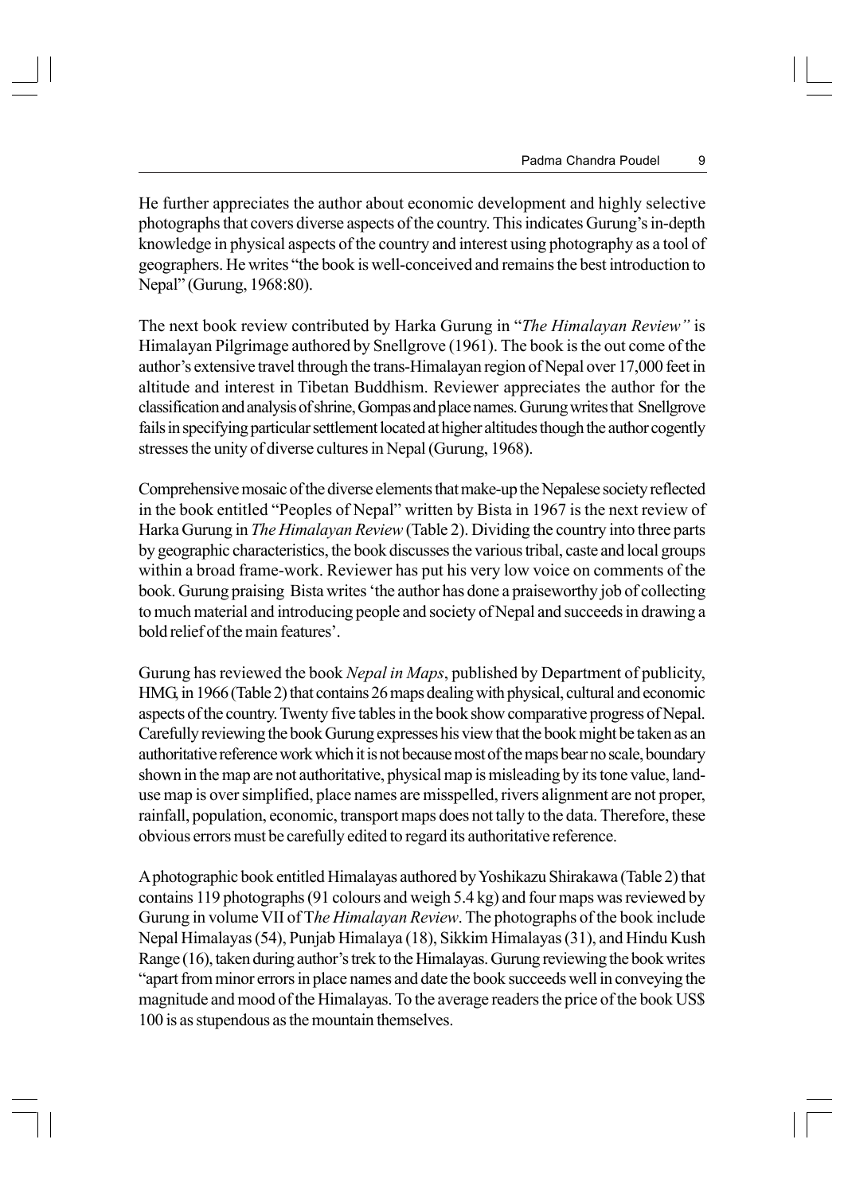He further appreciates the author about economic development and highly selective photographs that covers diverse aspects of the country. This indicates Gurung's in-depth knowledge in physical aspects of the country and interest using photography as a tool of geographers. He writes "the book is well-conceived and remains the best introduction to Nepal" (Gurung, 1968:80).

The next book review contributed by Harka Gurung in "*The Himalayan Review"* is Himalayan Pilgrimage authored by Snellgrove (1961). The book is the out come of the author's extensive travel through the trans-Himalayan region of Nepal over 17,000 feet in altitude and interest in Tibetan Buddhism. Reviewer appreciates the author for the classification and analysis of shrine, Gompas and place names. Gurung writes that Snellgrove fails in specifying particular settlement located at higher altitudes though the author cogently stresses the unity of diverse cultures in Nepal (Gurung, 1968).

Comprehensive mosaic of the diverse elements that make-up the Nepalese society reflected in the book entitled "Peoples of Nepal" written by Bista in 1967 is the next review of Harka Gurung in *The Himalayan Review* (Table 2). Dividing the country into three parts by geographic characteristics, the book discusses the various tribal, caste and local groups within a broad frame-work. Reviewer has put his very low voice on comments of the book. Gurung praising Bista writes 'the author has done a praiseworthy job of collecting to much material and introducing people and society of Nepal and succeeds in drawing a bold relief of the main features'.

Gurung has reviewed the book *Nepal in Maps*, published by Department of publicity, HMG, in 1966 (Table 2) that contains 26 maps dealing with physical, cultural and economic aspects of the country. Twenty five tables in the book show comparative progress of Nepal. Carefully reviewing the book Gurung expresses his view that the book might be taken as an authoritative reference work which it is not because most of the maps bear no scale, boundary shown in the map are not authoritative, physical map is misleading by its tone value, land-use map is over simplified, place names are misspelled, rivers alignment are not proper, rainfall, population, economic, transport maps does not tally to the data. Therefore, these obvious errors must be carefully edited to regard its authoritative reference.

A photographic book entitled Himalayas authored by Yoshikazu Shirakawa (Table 2) that contains 119 photographs (91 colours and weigh 5.4 kg) and four maps was reviewed by Gurung in volume VII of T*he Himalayan Review*. The photographs of the book include Nepal Himalayas (54), Punjab Himalaya (18), Sikkim Himalayas (31), and Hindu Kush Range (16), taken during author's trek to the Himalayas. Gurung reviewing the book writes "apart from minor errors in place names and date the book succeeds well in conveying the magnitude and mood of the Himalayas. To the average readers the price of the book US$ 100 is as stupendous as the mountain themselves.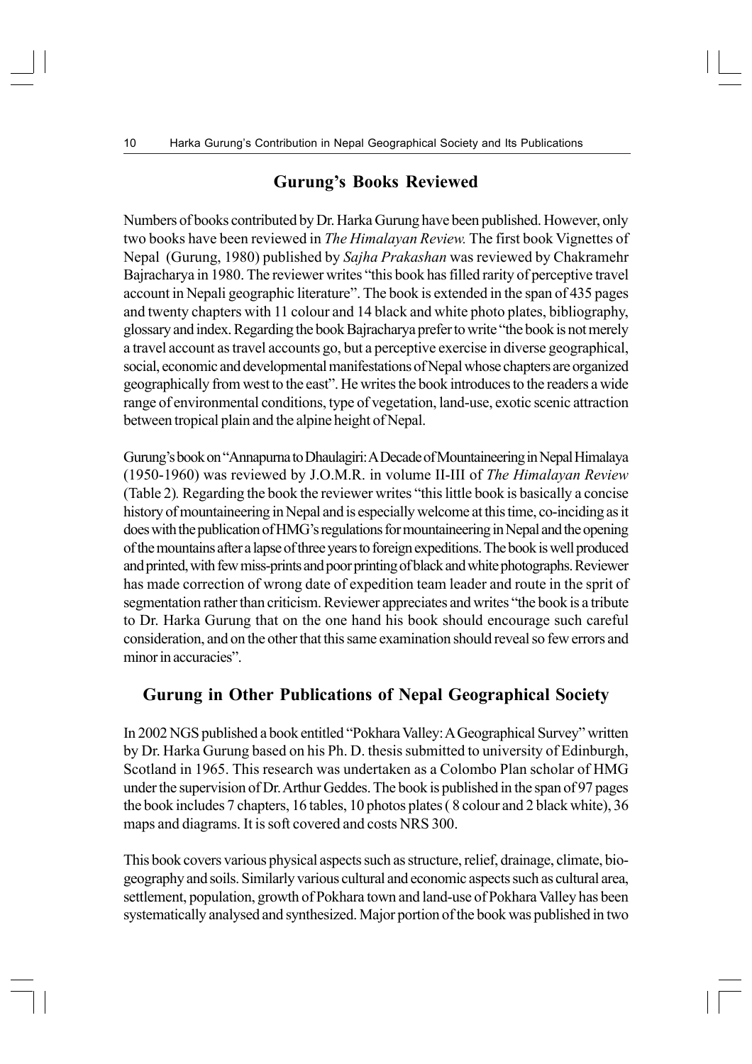## Gurung's Books Reviewed

Numbers of books contributed by Dr. Harka Gurung have been published. However, only two books have been reviewed in *The Himalayan Review.* The first book Vignettes of Nepal (Gurung, 1980) published by *Sajha Prakashan* was reviewed by Chakramehr Bajracharya in 1980. The reviewer writes "this book has filled rarity of perceptive travel account in Nepali geographic literature". The book is extended in the span of 435 pages and twenty chapters with 11 colour and 14 black and white photo plates, bibliography, glossary and index. Regarding the book Bajracharya prefer to write "the book is not merely a travel account as travel accounts go, but a perceptive exercise in diverse geographical, social, economic and developmental manifestations of Nepal whose chapters are organized geographically from west to the east". He writes the book introduces to the readers a wide range of environmental conditions, type of vegetation, land-use, exotic scenic attraction between tropical plain and the alpine height of Nepal.

Gurung's book on "Annapurna to Dhaulagiri: A Decade of Mountaineering in Nepal Himalaya (1950-1960) was reviewed by J.O.M.R. in volume II-III of *The Himalayan Review* (Table 2). Regarding the book the reviewer writes "this little book is basically a concise history of mountaineering in Nepal and is especially welcome at this time, co-inciding as it does with the publication of HMG's regulations for mountaineering in Nepal and the opening of the mountains after a lapse of three years to foreign expeditions. The book is well produced and printed, with few miss-prints and poor printing of black and white photographs. Reviewer has made correction of wrong date of expedition team leader and route in the sprit of segmentation rather than criticism. Reviewer appreciates and writes "the book is a tribute to Dr. Harka Gurung that on the one hand his book should encourage such careful consideration, and on the other that this same examination should reveal so few errors and minor in accuracies".

## Gurung in Other Publications of Nepal Geographical Society

In 2002 NGS published a book entitled "Pokhara Valley: A Geographical Survey" written by Dr. Harka Gurung based on his Ph. D. thesis submitted to university of Edinburgh, Scotland in 1965. This research was undertaken as a Colombo Plan scholar of HMG under the supervision of Dr. Arthur Geddes. The book is published in the span of 97 pages the book includes 7 chapters, 16 tables, 10 photos plates ( 8 colour and 2 black white), 36 maps and diagrams. It is soft covered and costs NRS 300.

This book covers various physical aspects such as structure, relief, drainage, climate, bio-geography and soils. Similarly various cultural and economic aspects such as cultural area, settlement, population, growth of Pokhara town and land-use of Pokhara Valley has been systematically analysed and synthesized. Major portion of the book was published in two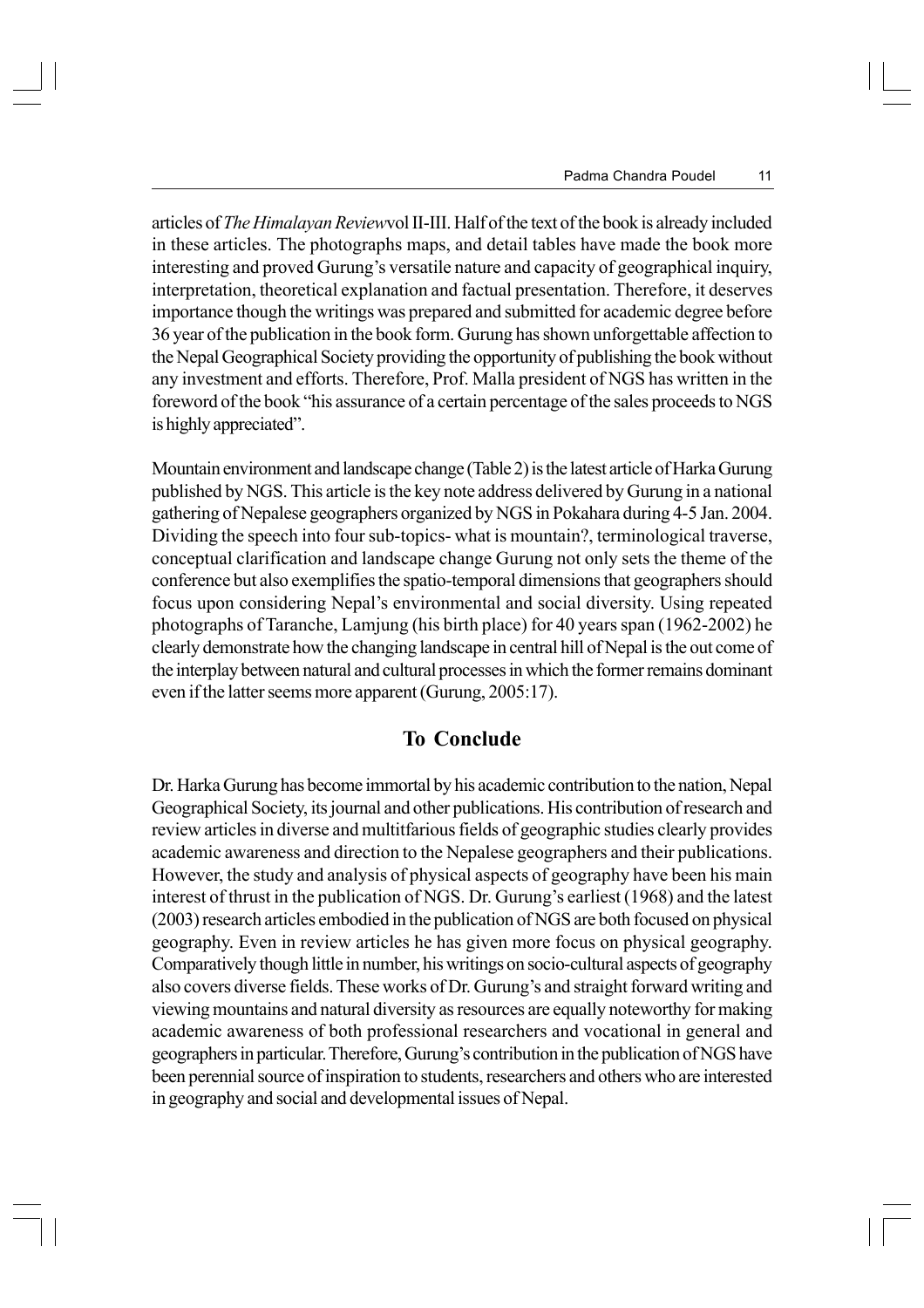articles of *The Himalayan Review* vol II-III. Half of the text of the book is already included in these articles. The photographs maps, and detail tables have made the book more interesting and proved Gurung's versatile nature and capacity of geographical inquiry, interpretation, theoretical explanation and factual presentation. Therefore, it deserves importance though the writings was prepared and submitted for academic degree before 36 year of the publication in the book form. Gurung has shown unforgettable affection to the Nepal Geographical Society providing the opportunity of publishing the book without any investment and efforts. Therefore, Prof. Malla president of NGS has written in the foreword of the book "his assurance of a certain percentage of the sales proceeds to NGS is highly appreciated".

Mountain environment and landscape change (Table 2) is the latest article of Harka Gurung published by NGS. This article is the key note address delivered by Gurung in a national gathering of Nepalese geographers organized by NGS in Pokahara during 4-5 Jan. 2004. Dividing the speech into four sub-topics- what is mountain?, terminological traverse, conceptual clarification and landscape change Gurung not only sets the theme of the conference but also exemplifies the spatio-temporal dimensions that geographers should focus upon considering Nepal's environmental and social diversity. Using repeated photographs of Taranche, Lamjung (his birth place) for 40 years span (1962-2002) he clearly demonstrate how the changing landscape in central hill of Nepal is the out come of the interplay between natural and cultural processes in which the former remains dominant even if the latter seems more apparent (Gurung, 2005:17).

## To Conclude

Dr. Harka Gurung has become immortal by his academic contribution to the nation, Nepal Geographical Society, its journal and other publications. His contribution of research and review articles in diverse and multitfarious fields of geographic studies clearly provides academic awareness and direction to the Nepalese geographers and their publications. However, the study and analysis of physical aspects of geography have been his main interest of thrust in the publication of NGS. Dr. Gurung's earliest (1968) and the latest (2003) research articles embodied in the publication of NGS are both focused on physical geography. Even in review articles he has given more focus on physical geography. Comparatively though little in number, his writings on socio-cultural aspects of geography also covers diverse fields. These works of Dr. Gurung's and straight forward writing and viewing mountains and natural diversity as resources are equally noteworthy for making academic awareness of both professional researchers and vocational in general and geographers in particular. Therefore, Gurung's contribution in the publication of NGS have been perennial source of inspiration to students, researchers and others who are interested in geography and social and developmental issues of Nepal.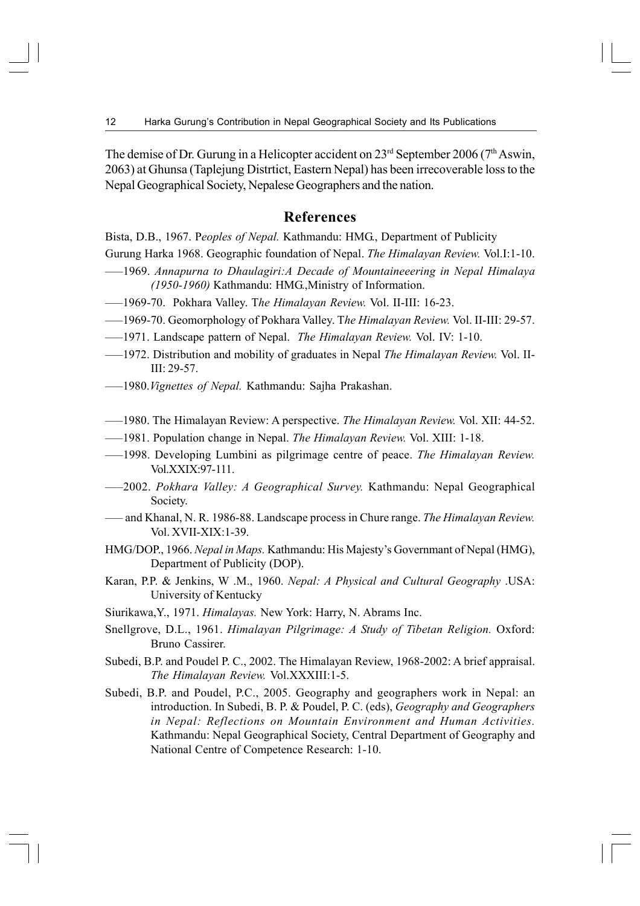The demise of Dr. Gurung in a Helicopter accident on 23rd September 2006 (7th Aswin, 2063) at Ghunsa (Taplejung Distrtict, Eastern Nepal) has been irrecoverable loss to the Nepal Geographical Society, Nepalese Geographers and the nation.

## References

Bista, D.B., 1967. P*eoples of Nepal.* Kathmandu: HMG., Department of Publicity

Gurung Harka 1968. Geographic foundation of Nepal. *The Himalayan Review.* Vol.I:1-10.

——1969. *Annapurna to Dhaulagiri:A Decade of Mountaineeering in Nepal Himalaya (1950-1960)* Kathmandu: HMG.,Ministry of Information.

——1969-70. Pokhara Valley. T*he Himalayan Review.* Vol. II-III: 16-23.

——1969-70. Geomorphology of Pokhara Valley. T*he Himalayan Review.* Vol. II-III: 29-57.

——1971. Landscape pattern of Nepal. *The Himalayan Review.* Vol. IV: 1-10.

——1972. Distribution and mobility of graduates in Nepal *The Himalayan Review.* Vol. II-III: 29-57.

——1980.*Vignettes of Nepal.* Kathmandu: Sajha Prakashan.

——1980. The Himalayan Review: A perspective. *The Himalayan Review.* Vol. XII: 44-52.

——1981. Population change in Nepal. *The Himalayan Review.* Vol. XIII: 1-18.

——1998. Developing Lumbini as pilgrimage centre of peace. *The Himalayan Review.* Vol.XXIX:97-111.

——2002. *Pokhara Valley: A Geographical Survey.* Kathmandu: Nepal Geographical Society.

—— and Khanal, N. R. 1986-88. Landscape process in Chure range. *The Himalayan Review.* Vol. XVII-XIX:1-39.

HMG/DOP., 1966. *Nepal in Maps.* Kathmandu: His Majesty's Governmant of Nepal (HMG), Department of Publicity (DOP).

Karan, P.P. & Jenkins, W .M., 1960. *Nepal: A Physical and Cultural Geography* .USA: University of Kentucky

Siurikawa,Y., 1971. *Himalayas.* New York: Harry, N. Abrams Inc.

Snellgrove, D.L., 1961. *Himalayan Pilgrimage: A Study of Tibetan Religion.* Oxford: Bruno Cassirer.

Subedi, B.P. and Poudel P. C., 2002. The Himalayan Review, 1968-2002: A brief appraisal. *The Himalayan Review.* Vol.XXXIII:1-5.

Subedi, B.P. and Poudel, P.C., 2005. Geography and geographers work in Nepal: an introduction. In Subedi, B. P. & Poudel, P. C. (eds), *Geography and Geographers in Nepal: Reflections on Mountain Environment and Human Activities.* Kathmandu: Nepal Geographical Society, Central Department of Geography and National Centre of Competence Research: 1-10.